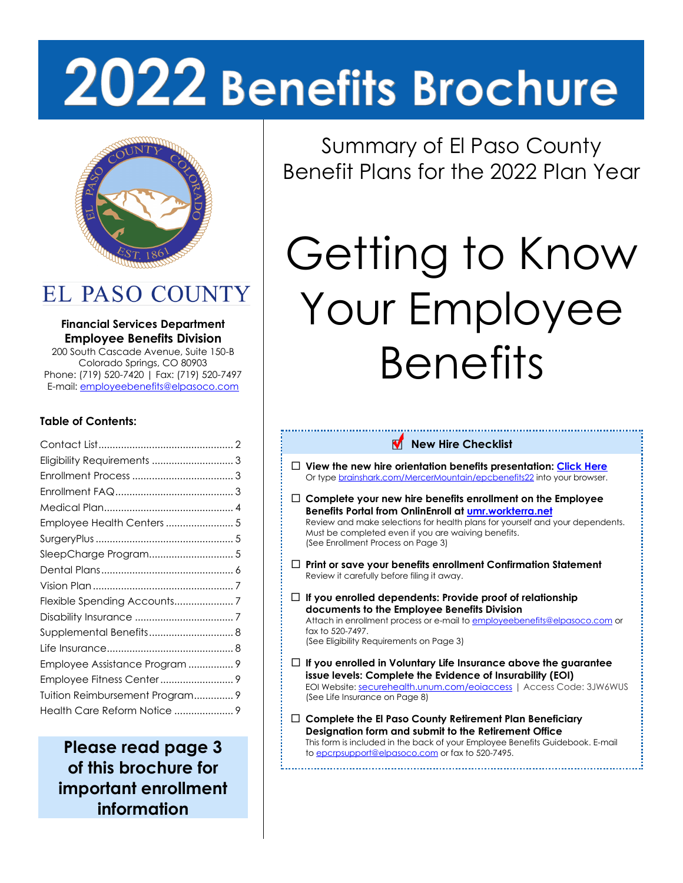# 2022 Benefits Brochure

EL PASO COUNTY

**Financial Services Department**
**Employee Benefits Division**
200 South Cascade Avenue, Suite 150-B
Colorado Springs, CO 80903
Phone: (719) 520-7420 | Fax: (719) 520-7497
E-mail: employeebenefits@elpasoco.com

**Table of Contents:**

| | |
|---|---|
| Contact List | 2 |
| Eligibility Requirements | 3 |
| Enrollment Process | 3 |
| Enrollment FAQ | 3 |
| Medical Plan | 4 |
| Employee Health Centers | 5 |
| SurgeryPlus | 5 |
| SleepCharge Program | 5 |
| Dental Plans | 6 |
| Vision Plan | 7 |
| Flexible Spending Accounts | 7 |
| Disability Insurance | 7 |
| Supplemental Benefits | 8 |
| Life Insurance | 8 |
| Employee Assistance Program | 9 |
| Employee Fitness Center | 9 |
| Tuition Reimbursement Program | 9 |
| Health Care Reform Notice | 9 |

**Please read page 3 of this brochure for important enrollment information**

## Summary of El Paso County Benefit Plans for the 2022 Plan Year

# Getting to Know Your Employee Benefits

### New Hire Checklist

- ☐ **View the new hire orientation benefits presentation: Click Here**
  Or type brainshark.com/MercerMountain/epcbenefits22 into your browser.

- ☐ **Complete your new hire benefits enrollment on the Employee Benefits Portal from OnlinEnroll at umr.workterra.net**
  Review and make selections for health plans for yourself and your dependents. Must be completed even if you are waiving benefits.
  (See Enrollment Process on Page 3)

- ☐ **Print or save your benefits enrollment Confirmation Statement**
  Review it carefully before filing it away.

- ☐ **If you enrolled dependents: Provide proof of relationship documents to the Employee Benefits Division**
  Attach in enrollment process or e-mail to employeebenefits@elpasoco.com or fax to 520-7497.
  (See Eligibility Requirements on Page 3)

- ☐ **If you enrolled in Voluntary Life Insurance above the guarantee issue levels: Complete the Evidence of Insurability (EOI)**
  EOI Website: securehealth.unum.com/eoiaccess | Access Code: 3JW6WUS
  (See Life Insurance on Page 8)

- ☐ **Complete the El Paso County Retirement Plan Beneficiary Designation form and submit to the Retirement Office**
  This form is included in the back of your Employee Benefits Guidebook. E-mail to epcrpsupport@elpasoco.com or fax to 520-7495.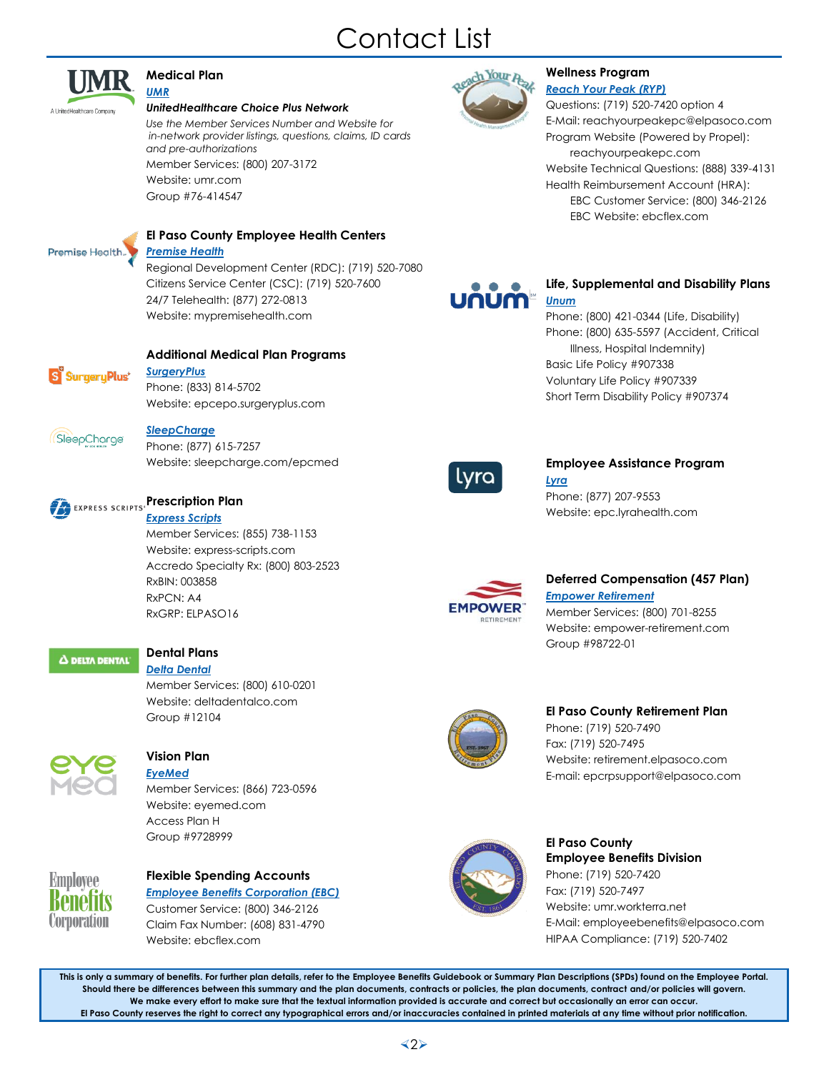# Contact List

### Medical Plan

*UMR*

***UnitedHealthcare Choice Plus Network***

*Use the Member Services Number and Website for in-network provider listings, questions, claims, ID cards and pre-authorizations*

Member Services: (800) 207-3172
Website: umr.com
Group #76-414547

### El Paso County Employee Health Centers

*Premise Health*

Regional Development Center (RDC): (719) 520-7080
Citizens Service Center (CSC): (719) 520-7600
24/7 Telehealth: (877) 272-0813
Website: mypremisehealth.com

### Additional Medical Plan Programs

*SurgeryPlus*

Phone: (833) 814-5702
Website: epcepo.surgeryplus.com

*SleepCharge*

Phone: (877) 615-7257
Website: sleepcharge.com/epcmed

### Prescription Plan

*Express Scripts*

Member Services: (855) 738-1153
Website: express-scripts.com
Accredo Specialty Rx: (800) 803-2523
RxBIN: 003858
RxPCN: A4
RxGRP: ELPASO16

### Dental Plans

*Delta Dental*

Member Services: (800) 610-0201
Website: deltadentalco.com
Group #12104

### Vision Plan

*EyeMed*

Member Services: (866) 723-0596
Website: eyemed.com
Access Plan H
Group #9728999

### Flexible Spending Accounts

*Employee Benefits Corporation (EBC)*

Customer Service: (800) 346-2126
Claim Fax Number: (608) 831-4790
Website: ebcflex.com

### Wellness Program

*Reach Your Peak (RYP)*

Questions: (719) 520-7420 option 4
E-Mail: reachyourpeakepc@elpasoco.com
Program Website (Powered by Propel): reachyourpeakepc.com
Website Technical Questions: (888) 339-4131
Health Reimbursement Account (HRA):
EBC Customer Service: (800) 346-2126
EBC Website: ebcflex.com

### Life, Supplemental and Disability Plans

*Unum*

Phone: (800) 421-0344 (Life, Disability)
Phone: (800) 635-5597 (Accident, Critical Illness, Hospital Indemnity)
Basic Life Policy #907338
Voluntary Life Policy #907339
Short Term Disability Policy #907374

### Employee Assistance Program

*Lyra*

Phone: (877) 207-9553
Website: epc.lyrahealth.com

### Deferred Compensation (457 Plan)

*Empower Retirement*

Member Services: (800) 701-8255
Website: empower-retirement.com
Group #98722-01

### El Paso County Retirement Plan

Phone: (719) 520-7490
Fax: (719) 520-7495
Website: retirement.elpasoco.com
E-mail: epcrpsupport@elpasoco.com

### El Paso County Employee Benefits Division

Phone: (719) 520-7420
Fax: (719) 520-7497
Website: umr.workterra.net
E-Mail: employeebenefits@elpasoco.com
HIPAA Compliance: (719) 520-7402

**This is only a summary of benefits. For further plan details, refer to the Employee Benefits Guidebook or Summary Plan Descriptions (SPDs) found on the Employee Portal. Should there be differences between this summary and the plan documents, contracts or policies, the plan documents, contract and/or policies will govern. We make every effort to make sure that the textual information provided is accurate and correct but occasionally an error can occur. El Paso County reserves the right to correct any typographical errors and/or inaccuracies contained in printed materials at any time without prior notification.**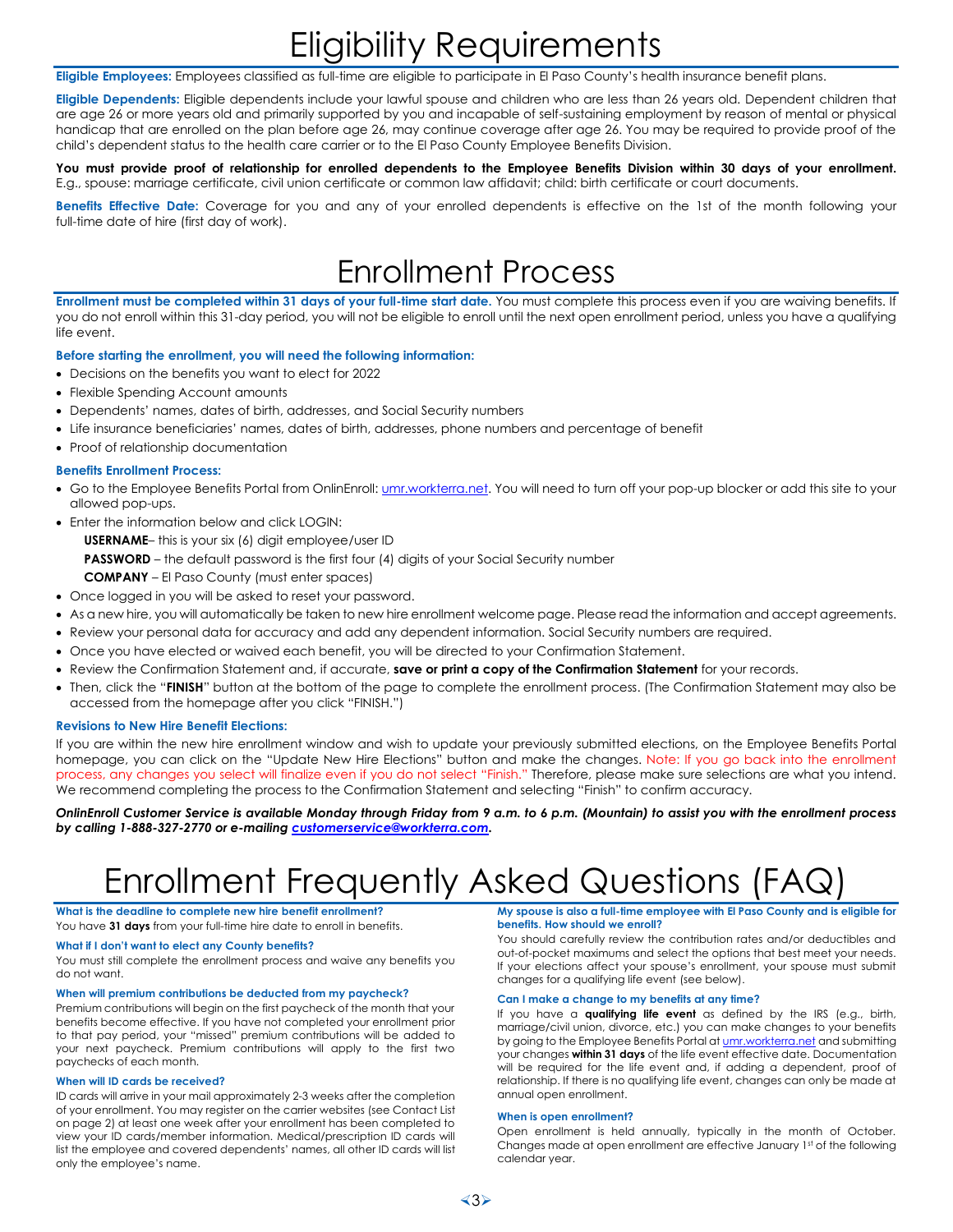# Eligibility Requirements

**Eligible Employees:** Employees classified as full-time are eligible to participate in El Paso County's health insurance benefit plans.

**Eligible Dependents:** Eligible dependents include your lawful spouse and children who are less than 26 years old. Dependent children that are age 26 or more years old and primarily supported by you and incapable of self-sustaining employment by reason of mental or physical handicap that are enrolled on the plan before age 26, may continue coverage after age 26. You may be required to provide proof of the child's dependent status to the health care carrier or to the El Paso County Employee Benefits Division.

**You must provide proof of relationship for enrolled dependents to the Employee Benefits Division within 30 days of your enrollment.** E.g., spouse: marriage certificate, civil union certificate or common law affidavit; child: birth certificate or court documents.

**Benefits Effective Date:** Coverage for you and any of your enrolled dependents is effective on the 1st of the month following your full-time date of hire (first day of work).

# Enrollment Process

**Enrollment must be completed within 31 days of your full-time start date.** You must complete this process even if you are waiving benefits. If you do not enroll within this 31-day period, you will not be eligible to enroll until the next open enrollment period, unless you have a qualifying life event.

**Before starting the enrollment, you will need the following information:**

- Decisions on the benefits you want to elect for 2022
- Flexible Spending Account amounts
- Dependents' names, dates of birth, addresses, and Social Security numbers
- Life insurance beneficiaries' names, dates of birth, addresses, phone numbers and percentage of benefit
- Proof of relationship documentation

**Benefits Enrollment Process:**

- Go to the Employee Benefits Portal from OnlinEnroll: umr.workterra.net. You will need to turn off your pop-up blocker or add this site to your allowed pop-ups.
- Enter the information below and click LOGIN:
  - **USERNAME**– this is your six (6) digit employee/user ID
  - **PASSWORD** – the default password is the first four (4) digits of your Social Security number
  - **COMPANY** – El Paso County (must enter spaces)
- Once logged in you will be asked to reset your password.
- As a new hire, you will automatically be taken to new hire enrollment welcome page. Please read the information and accept agreements.
- Review your personal data for accuracy and add any dependent information. Social Security numbers are required.
- Once you have elected or waived each benefit, you will be directed to your Confirmation Statement.
- Review the Confirmation Statement and, if accurate, **save or print a copy of the Confirmation Statement** for your records.
- Then, click the "**FINISH**" button at the bottom of the page to complete the enrollment process. (The Confirmation Statement may also be accessed from the homepage after you click "FINISH.")

**Revisions to New Hire Benefit Elections:**

If you are within the new hire enrollment window and wish to update your previously submitted elections, on the Employee Benefits Portal homepage, you can click on the "Update New Hire Elections" button and make the changes. Note: If you go back into the enrollment process, any changes you select will finalize even if you do not select "Finish." Therefore, please make sure selections are what you intend. We recommend completing the process to the Confirmation Statement and selecting "Finish" to confirm accuracy.

***OnlinEnroll Customer Service is available Monday through Friday from 9 a.m. to 6 p.m. (Mountain) to assist you with the enrollment process by calling 1-888-327-2770 or e-mailing customerservice@workterra.com.***

# Enrollment Frequently Asked Questions (FAQ)

**What is the deadline to complete new hire benefit enrollment?**

You have **31 days** from your full-time hire date to enroll in benefits.

**What if I don't want to elect any County benefits?**

You must still complete the enrollment process and waive any benefits you do not want.

**When will premium contributions be deducted from my paycheck?**

Premium contributions will begin on the first paycheck of the month that your benefits become effective. If you have not completed your enrollment prior to that pay period, your "missed" premium contributions will be added to your next paycheck. Premium contributions will apply to the first two paychecks of each month.

**When will ID cards be received?**

ID cards will arrive in your mail approximately 2-3 weeks after the completion of your enrollment. You may register on the carrier websites (see Contact List on page 2) at least one week after your enrollment has been completed to view your ID cards/member information. Medical/prescription ID cards will list the employee and covered dependents' names, all other ID cards will list only the employee's name.

**My spouse is also a full-time employee with El Paso County and is eligible for benefits. How should we enroll?**

You should carefully review the contribution rates and/or deductibles and out-of-pocket maximums and select the options that best meet your needs. If your elections affect your spouse's enrollment, your spouse must submit changes for a qualifying life event (see below).

**Can I make a change to my benefits at any time?**

If you have a **qualifying life event** as defined by the IRS (e.g., birth, marriage/civil union, divorce, etc.) you can make changes to your benefits by going to the Employee Benefits Portal at umr.workterra.net and submitting your changes **within 31 days** of the life event effective date. Documentation will be required for the life event and, if adding a dependent, proof of relationship. If there is no qualifying life event, changes can only be made at annual open enrollment.

**When is open enrollment?**

Open enrollment is held annually, typically in the month of October. Changes made at open enrollment are effective January 1st of the following calendar year.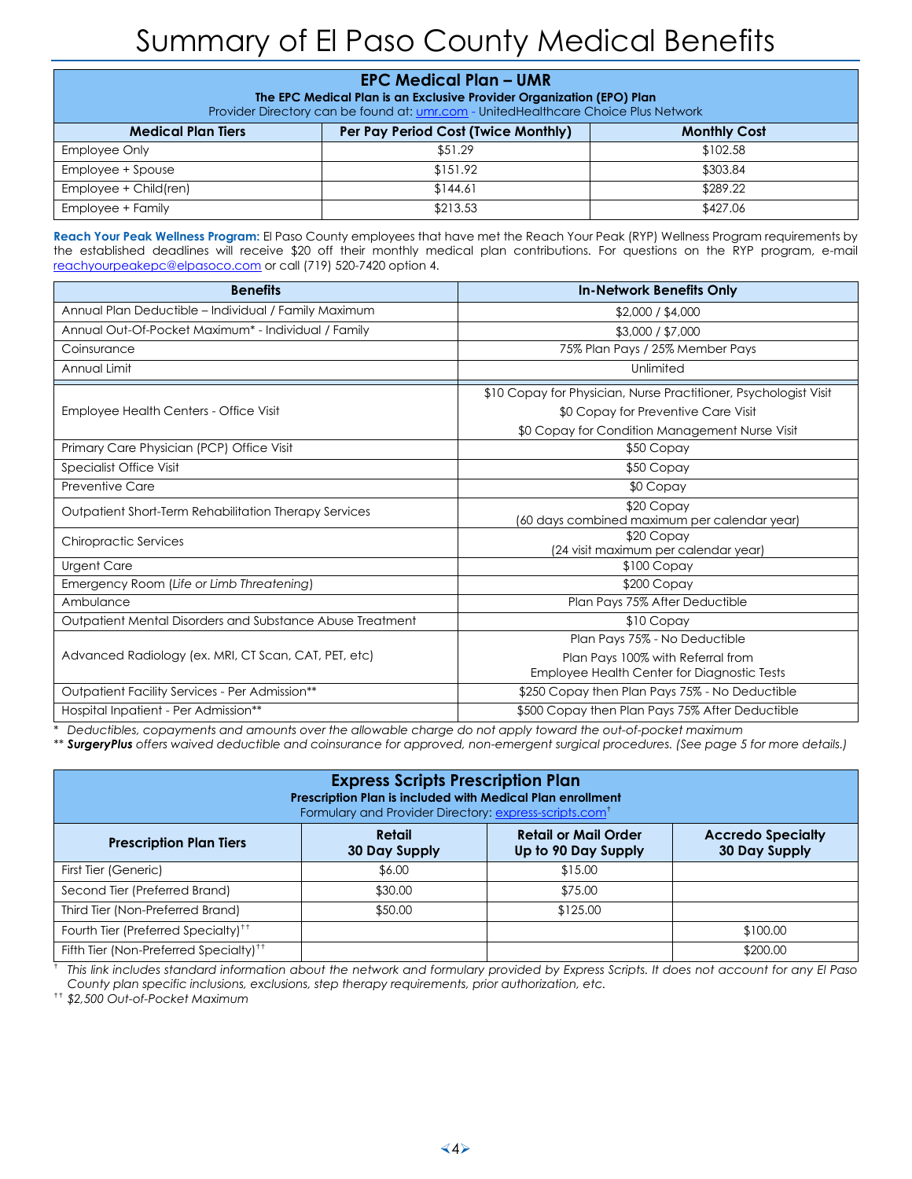# Summary of El Paso County Medical Benefits

| **EPC Medical Plan – UMR**<br>**The EPC Medical Plan is an Exclusive Provider Organization (EPO) Plan**<br>Provider Directory can be found at: umr.com - UnitedHealthcare Choice Plus Network | | |
|---|---|---|
| **Medical Plan Tiers** | **Per Pay Period Cost (Twice Monthly)** | **Monthly Cost** |
| Employee Only | $51.29 | $102.58 |
| Employee + Spouse | $151.92 | $303.84 |
| Employee + Child(ren) | $144.61 | $289.22 |
| Employee + Family | $213.53 | $427.06 |

**Reach Your Peak Wellness Program:** El Paso County employees that have met the Reach Your Peak (RYP) Wellness Program requirements by the established deadlines will receive $20 off their monthly medical plan contributions. For questions on the RYP program, e-mail reachyourpeakepc@elpasoco.com or call (719) 520-7420 option 4.

| Benefits | In-Network Benefits Only |
|---|---|
| Annual Plan Deductible – Individual / Family Maximum | $2,000 / $4,000 |
| Annual Out-Of-Pocket Maximum* - Individual / Family | $3,000 / $7,000 |
| Coinsurance | 75% Plan Pays / 25% Member Pays |
| Annual Limit | Unlimited |
| Employee Health Centers - Office Visit | $10 Copay for Physician, Nurse Practitioner, Psychologist Visit<br>$0 Copay for Preventive Care Visit<br>$0 Copay for Condition Management Nurse Visit |
| Primary Care Physician (PCP) Office Visit | $50 Copay |
| Specialist Office Visit | $50 Copay |
| Preventive Care | $0 Copay |
| Outpatient Short-Term Rehabilitation Therapy Services | $20 Copay<br>(60 days combined maximum per calendar year) |
| Chiropractic Services | $20 Copay<br>(24 visit maximum per calendar year) |
| Urgent Care | $100 Copay |
| Emergency Room (*Life or Limb Threatening*) | $200 Copay |
| Ambulance | Plan Pays 75% After Deductible |
| Outpatient Mental Disorders and Substance Abuse Treatment | $10 Copay |
| Advanced Radiology (ex. MRI, CT Scan, CAT, PET, etc) | Plan Pays 75% - No Deductible<br>Plan Pays 100% with Referral from Employee Health Center for Diagnostic Tests |
| Outpatient Facility Services - Per Admission** | $250 Copay then Plan Pays 75% - No Deductible |
| Hospital Inpatient - Per Admission** | $500 Copay then Plan Pays 75% After Deductible |

\* *Deductibles, copayments and amounts over the allowable charge do not apply toward the out-of-pocket maximum*

\*\* ***SurgeryPlus** offers waived deductible and coinsurance for approved, non-emergent surgical procedures. (See page 5 for more details.)*

| **Express Scripts Prescription Plan**<br>**Prescription Plan is included with Medical Plan enrollment**<br>Formulary and Provider Directory: express-scripts.com[†] | | | |
|---|---|---|---|
| **Prescription Plan Tiers** | **Retail 30 Day Supply** | **Retail or Mail Order Up to 90 Day Supply** | **Accredo Specialty 30 Day Supply** |
| First Tier (Generic) | $6.00 | $15.00 | |
| Second Tier (Preferred Brand) | $30.00 | $75.00 | |
| Third Tier (Non-Preferred Brand) | $50.00 | $125.00 | |
| Fourth Tier (Preferred Specialty)[††] | | | $100.00 |
| Fifth Tier (Non-Preferred Specialty)[††] | | | $200.00 |

[†] *This link includes standard information about the network and formulary provided by Express Scripts. It does not account for any El Paso County plan specific inclusions, exclusions, step therapy requirements, prior authorization, etc.*

[††] *$2,500 Out-of-Pocket Maximum*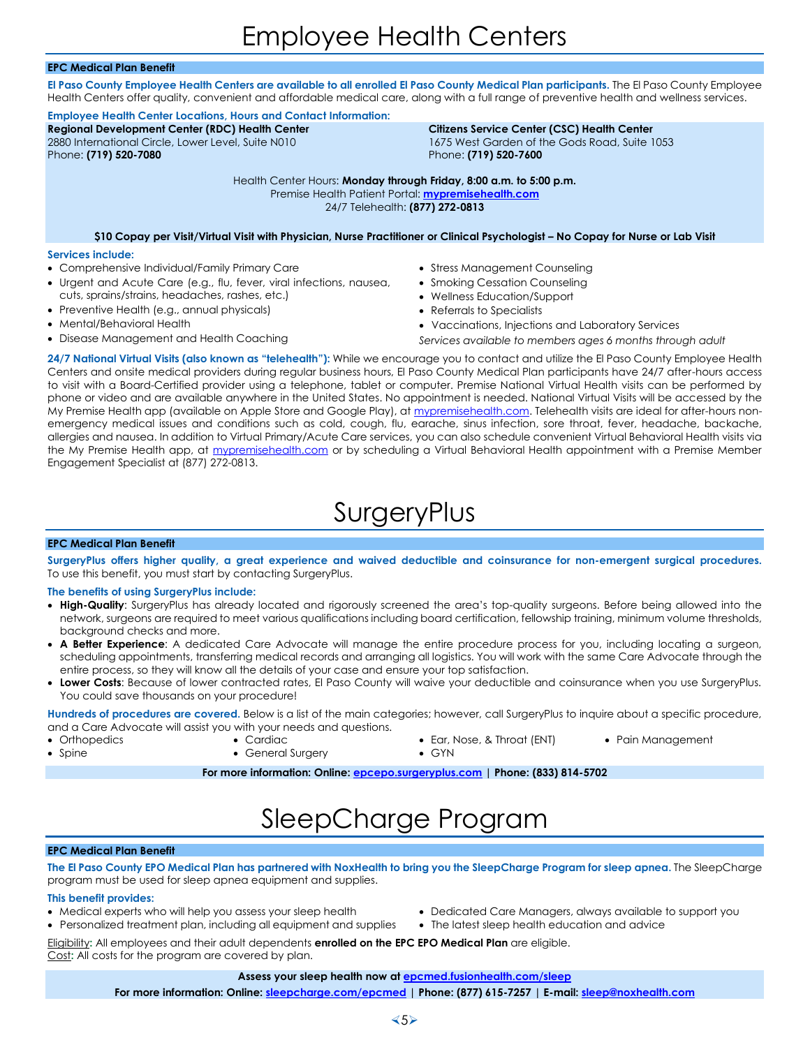# Employee Health Centers

**EPC Medical Plan Benefit**

**El Paso County Employee Health Centers are available to all enrolled El Paso County Medical Plan participants.** The El Paso County Employee Health Centers offer quality, convenient and affordable medical care, along with a full range of preventive health and wellness services.

**Employee Health Center Locations, Hours and Contact Information:**

**Regional Development Center (RDC) Health Center**
2880 International Circle, Lower Level, Suite N010
Phone: **(719) 520-7080**

**Citizens Service Center (CSC) Health Center**
1675 West Garden of the Gods Road, Suite 1053
Phone: **(719) 520-7600**

Health Center Hours: **Monday through Friday, 8:00 a.m. to 5:00 p.m.**
Premise Health Patient Portal: **mypremisehealth.com**
24/7 Telehealth: **(877) 272-0813**

**$10 Copay per Visit/Virtual Visit with Physician, Nurse Practitioner or Clinical Psychologist – No Copay for Nurse or Lab Visit**

**Services include:**

- Comprehensive Individual/Family Primary Care
- Urgent and Acute Care (e.g., flu, fever, viral infections, nausea, cuts, sprains/strains, headaches, rashes, etc.)
- Preventive Health (e.g., annual physicals)
- Mental/Behavioral Health
- Disease Management and Health Coaching
- Stress Management Counseling
- Smoking Cessation Counseling
- Wellness Education/Support
- Referrals to Specialists
- Vaccinations, Injections and Laboratory Services

*Services available to members ages 6 months through adult*

**24/7 National Virtual Visits (also known as "telehealth"):** While we encourage you to contact and utilize the El Paso County Employee Health Centers and onsite medical providers during regular business hours, El Paso County Medical Plan participants have 24/7 after-hours access to visit with a Board-Certified provider using a telephone, tablet or computer. Premise National Virtual Health visits can be performed by phone or video and are available anywhere in the United States. No appointment is needed. National Virtual Visits will be accessed by the My Premise Health app (available on Apple Store and Google Play), at mypremisehealth.com. Telehealth visits are ideal for after-hours non-emergency medical issues and conditions such as cold, cough, flu, earache, sinus infection, sore throat, fever, headache, backache, allergies and nausea. In addition to Virtual Primary/Acute Care services, you can also schedule convenient Virtual Behavioral Health visits via the My Premise Health app, at mypremisehealth.com or by scheduling a Virtual Behavioral Health appointment with a Premise Member Engagement Specialist at (877) 272-0813.

# SurgeryPlus

**EPC Medical Plan Benefit**

**SurgeryPlus offers higher quality, a great experience and waived deductible and coinsurance for non-emergent surgical procedures.** To use this benefit, you must start by contacting SurgeryPlus.

**The benefits of using SurgeryPlus include:**

- **High-Quality**: SurgeryPlus has already located and rigorously screened the area's top-quality surgeons. Before being allowed into the network, surgeons are required to meet various qualifications including board certification, fellowship training, minimum volume thresholds, background checks and more.
- **A Better Experience**: A dedicated Care Advocate will manage the entire procedure process for you, including locating a surgeon, scheduling appointments, transferring medical records and arranging all logistics. You will work with the same Care Advocate through the entire process, so they will know all the details of your case and ensure your top satisfaction.
- **Lower Costs**: Because of lower contracted rates, El Paso County will waive your deductible and coinsurance when you use SurgeryPlus. You could save thousands on your procedure!

**Hundreds of procedures are covered.** Below is a list of the main categories; however, call SurgeryPlus to inquire about a specific procedure, and a Care Advocate will assist you with your needs and questions.

- Orthopedics
- Spine
- Cardiac
- General Surgery
- Ear, Nose, & Throat (ENT)
- GYN
- Pain Management

**For more information: Online: epcepo.surgeryplus.com | Phone: (833) 814-5702**

# SleepCharge Program

**EPC Medical Plan Benefit**

**The El Paso County EPO Medical Plan has partnered with NoxHealth to bring you the SleepCharge Program for sleep apnea.** The SleepCharge program must be used for sleep apnea equipment and supplies.

**This benefit provides:**

- Medical experts who will help you assess your sleep health
- Personalized treatment plan, including all equipment and supplies
- Dedicated Care Managers, always available to support you
- The latest sleep health education and advice

Eligibility: All employees and their adult dependents **enrolled on the EPC EPO Medical Plan** are eligible.
Cost: All costs for the program are covered by plan.

**Assess your sleep health now at epcmed.fusionhealth.com/sleep**

**For more information: Online: sleepcharge.com/epcmed | Phone: (877) 615-7257 | E-mail: sleep@noxhealth.com**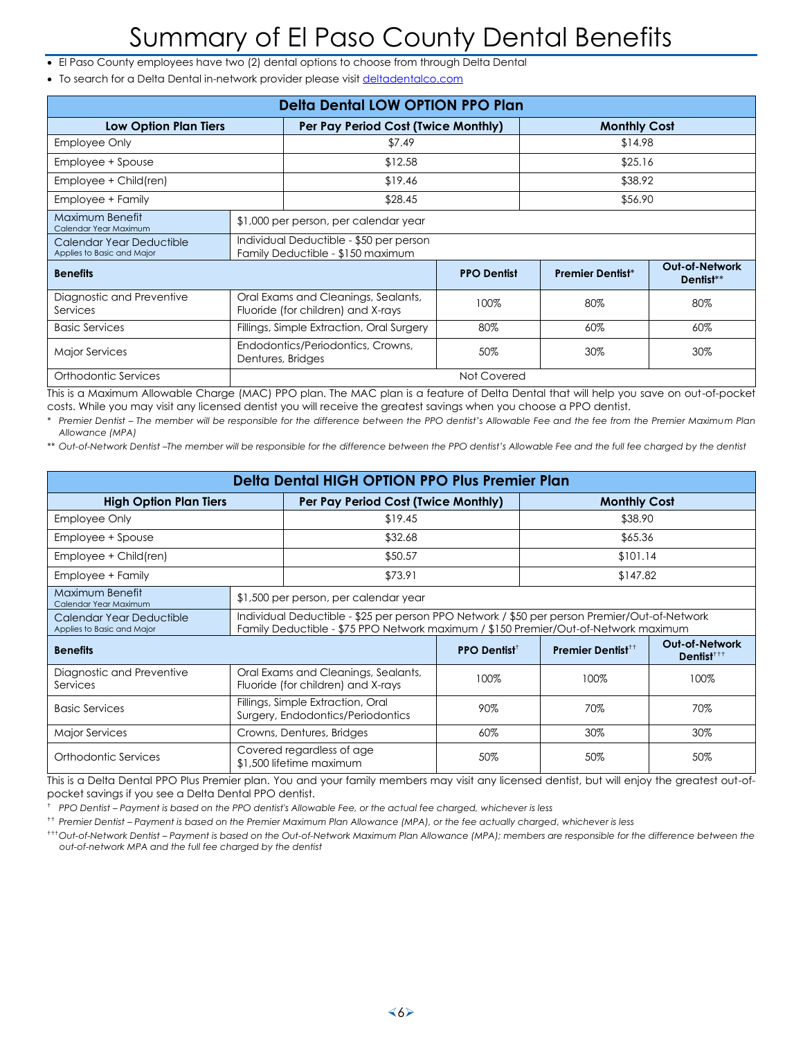# Summary of El Paso County Dental Benefits

- El Paso County employees have two (2) dental options to choose from through Delta Dental
- To search for a Delta Dental in-network provider please visit deltadentalco.com

| Delta Dental LOW OPTION PPO Plan | | | | |
|---|---|---|---|---|
| **Low Option Plan Tiers** | **Per Pay Period Cost (Twice Monthly)** | | **Monthly Cost** | |
| Employee Only | $7.49 | | $14.98 | |
| Employee + Spouse | $12.58 | | $25.16 | |
| Employee + Child(ren) | $19.46 | | $38.92 | |
| Employee + Family | $28.45 | | $56.90 | |
| Maximum Benefit<br>Calendar Year Maximum | $1,000 per person, per calendar year | | | |
| Calendar Year Deductible<br>Applies to Basic and Major | Individual Deductible - $50 per person<br>Family Deductible - $150 maximum | | | |
| **Benefits** | | **PPO Dentist** | **Premier Dentist*** | **Out-of-Network Dentist**** |
| Diagnostic and Preventive Services | Oral Exams and Cleanings, Sealants, Fluoride (for children) and X-rays | 100% | 80% | 80% |
| Basic Services | Fillings, Simple Extraction, Oral Surgery | 80% | 60% | 60% |
| Major Services | Endodontics/Periodontics, Crowns, Dentures, Bridges | 50% | 30% | 30% |
| Orthodontic Services | Not Covered | | | |

This is a Maximum Allowable Charge (MAC) PPO plan. The MAC plan is a feature of Delta Dental that will help you save on out-of-pocket costs. While you may visit any licensed dentist you will receive the greatest savings when you choose a PPO dentist.

\* *Premier Dentist – The member will be responsible for the difference between the PPO dentist's Allowable Fee and the fee from the Premier Maximum Plan Allowance (MPA)*

\*\* *Out-of-Network Dentist –The member will be responsible for the difference between the PPO dentist's Allowable Fee and the full fee charged by the dentist*

| Delta Dental HIGH OPTION PPO Plus Premier Plan | | | | |
|---|---|---|---|---|
| **High Option Plan Tiers** | **Per Pay Period Cost (Twice Monthly)** | | **Monthly Cost** | |
| Employee Only | $19.45 | | $38.90 | |
| Employee + Spouse | $32.68 | | $65.36 | |
| Employee + Child(ren) | $50.57 | | $101.14 | |
| Employee + Family | $73.91 | | $147.82 | |
| Maximum Benefit<br>Calendar Year Maximum | $1,500 per person, per calendar year | | | |
| Calendar Year Deductible<br>Applies to Basic and Major | Individual Deductible - $25 per person PPO Network / $50 per person Premier/Out-of-Network<br>Family Deductible - $75 PPO Network maximum / $150 Premier/Out-of-Network maximum | | | |
| **Benefits** | | **PPO Dentist†** | **Premier Dentist††** | **Out-of-Network Dentist†††** |
| Diagnostic and Preventive Services | Oral Exams and Cleanings, Sealants, Fluoride (for children) and X-rays | 100% | 100% | 100% |
| Basic Services | Fillings, Simple Extraction, Oral Surgery, Endodontics/Periodontics | 90% | 70% | 70% |
| Major Services | Crowns, Dentures, Bridges | 60% | 30% | 30% |
| Orthodontic Services | Covered regardless of age<br>$1,500 lifetime maximum | 50% | 50% | 50% |

This is a Delta Dental PPO Plus Premier plan. You and your family members may visit any licensed dentist, but will enjoy the greatest out-of-pocket savings if you see a Delta Dental PPO dentist.

† *PPO Dentist – Payment is based on the PPO dentist's Allowable Fee, or the actual fee charged, whichever is less*

†† *Premier Dentist – Payment is based on the Premier Maximum Plan Allowance (MPA), or the fee actually charged, whichever is less*

††† *Out-of-Network Dentist – Payment is based on the Out-of-Network Maximum Plan Allowance (MPA); members are responsible for the difference between the out-of-network MPA and the full fee charged by the dentist*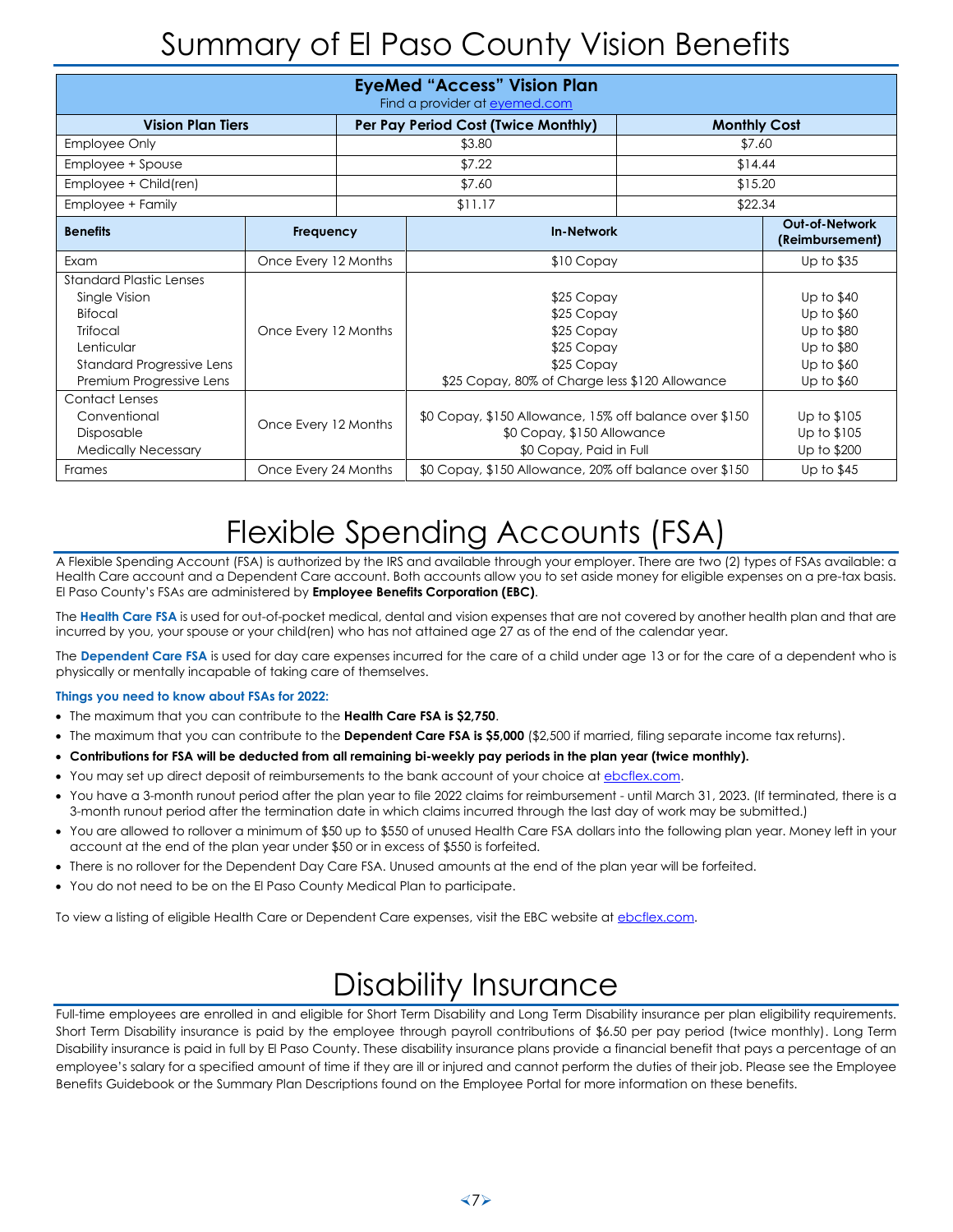# Summary of El Paso County Vision Benefits

**EyeMed "Access" Vision Plan**
Find a provider at eyemed.com

| Vision Plan Tiers | Per Pay Period Cost (Twice Monthly) | Monthly Cost |
|---|---|---|
| Employee Only | $3.80 | $7.60 |
| Employee + Spouse | $7.22 | $14.44 |
| Employee + Child(ren) | $7.60 | $15.20 |
| Employee + Family | $11.17 | $22.34 |

| Benefits | Frequency | In-Network | Out-of-Network (Reimbursement) |
|---|---|---|---|
| Exam | Once Every 12 Months | $10 Copay | Up to $35 |
| Standard Plastic Lenses | Once Every 12 Months | | |
| Single Vision | | $25 Copay | Up to $40 |
| Bifocal | | $25 Copay | Up to $60 |
| Trifocal | | $25 Copay | Up to $80 |
| Lenticular | | $25 Copay | Up to $80 |
| Standard Progressive Lens | | $25 Copay | Up to $60 |
| Premium Progressive Lens | | $25 Copay, 80% of Charge less $120 Allowance | Up to $60 |
| Contact Lenses | Once Every 12 Months | | |
| Conventional | | $0 Copay, $150 Allowance, 15% off balance over $150 | Up to $105 |
| Disposable | | $0 Copay, $150 Allowance | Up to $105 |
| Medically Necessary | | $0 Copay, Paid in Full | Up to $200 |
| Frames | Once Every 24 Months | $0 Copay, $150 Allowance, 20% off balance over $150 | Up to $45 |

# Flexible Spending Accounts (FSA)

A Flexible Spending Account (FSA) is authorized by the IRS and available through your employer. There are two (2) types of FSAs available: a Health Care account and a Dependent Care account. Both accounts allow you to set aside money for eligible expenses on a pre-tax basis. El Paso County's FSAs are administered by **Employee Benefits Corporation (EBC)**.

The **Health Care FSA** is used for out-of-pocket medical, dental and vision expenses that are not covered by another health plan and that are incurred by you, your spouse or your child(ren) who has not attained age 27 as of the end of the calendar year.

The **Dependent Care FSA** is used for day care expenses incurred for the care of a child under age 13 or for the care of a dependent who is physically or mentally incapable of taking care of themselves.

**Things you need to know about FSAs for 2022:**

- The maximum that you can contribute to the **Health Care FSA is $2,750**.
- The maximum that you can contribute to the **Dependent Care FSA is $5,000** ($2,500 if married, filing separate income tax returns).
- **Contributions for FSA will be deducted from all remaining bi-weekly pay periods in the plan year (twice monthly).**
- You may set up direct deposit of reimbursements to the bank account of your choice at ebcflex.com.
- You have a 3-month runout period after the plan year to file 2022 claims for reimbursement - until March 31, 2023. (If terminated, there is a 3-month runout period after the termination date in which claims incurred through the last day of work may be submitted.)
- You are allowed to rollover a minimum of $50 up to $550 of unused Health Care FSA dollars into the following plan year. Money left in your account at the end of the plan year under $50 or in excess of $550 is forfeited.
- There is no rollover for the Dependent Day Care FSA. Unused amounts at the end of the plan year will be forfeited.
- You do not need to be on the El Paso County Medical Plan to participate.

To view a listing of eligible Health Care or Dependent Care expenses, visit the EBC website at ebcflex.com.

# Disability Insurance

Full-time employees are enrolled in and eligible for Short Term Disability and Long Term Disability insurance per plan eligibility requirements. Short Term Disability insurance is paid by the employee through payroll contributions of $6.50 per pay period (twice monthly). Long Term Disability insurance is paid in full by El Paso County. These disability insurance plans provide a financial benefit that pays a percentage of an employee's salary for a specified amount of time if they are ill or injured and cannot perform the duties of their job. Please see the Employee Benefits Guidebook or the Summary Plan Descriptions found on the Employee Portal for more information on these benefits.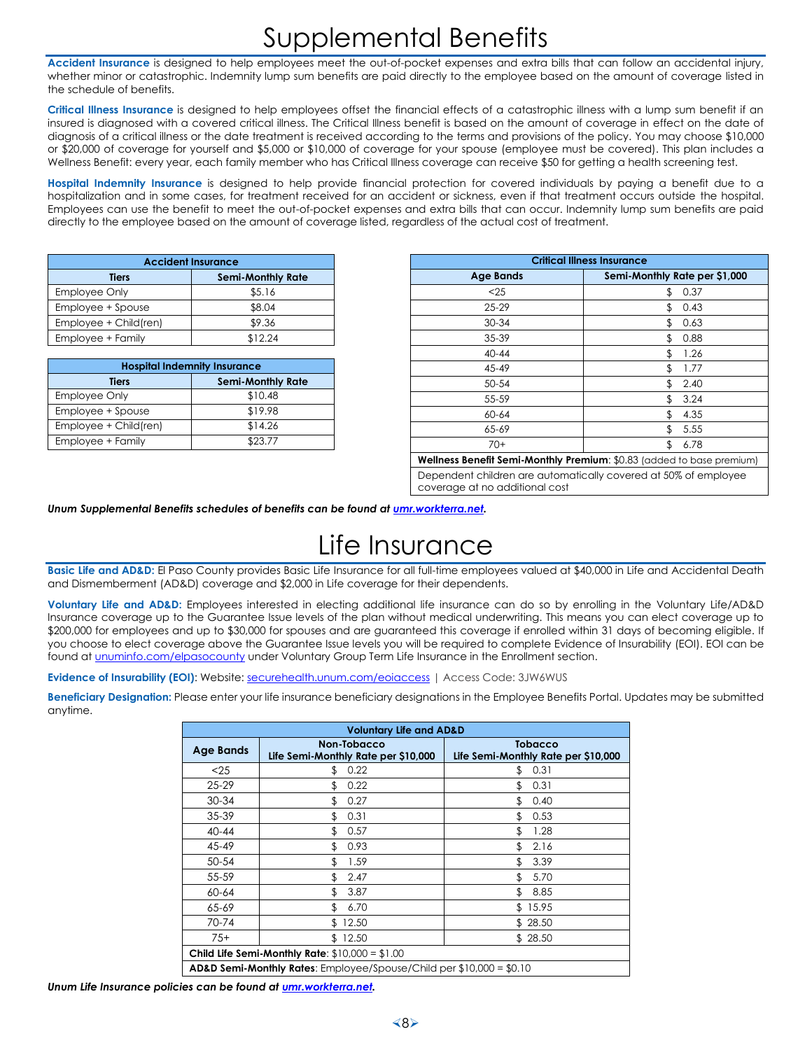# Supplemental Benefits

**Accident Insurance** is designed to help employees meet the out-of-pocket expenses and extra bills that can follow an accidental injury, whether minor or catastrophic. Indemnity lump sum benefits are paid directly to the employee based on the amount of coverage listed in the schedule of benefits.

**Critical Illness Insurance** is designed to help employees offset the financial effects of a catastrophic illness with a lump sum benefit if an insured is diagnosed with a covered critical illness. The Critical Illness benefit is based on the amount of coverage in effect on the date of diagnosis of a critical illness or the date treatment is received according to the terms and provisions of the policy. You may choose $10,000 or $20,000 of coverage for yourself and $5,000 or $10,000 of coverage for your spouse (employee must be covered). This plan includes a Wellness Benefit: every year, each family member who has Critical Illness coverage can receive $50 for getting a health screening test.

**Hospital Indemnity Insurance** is designed to help provide financial protection for covered individuals by paying a benefit due to a hospitalization and in some cases, for treatment received for an accident or sickness, even if that treatment occurs outside the hospital. Employees can use the benefit to meet the out-of-pocket expenses and extra bills that can occur. Indemnity lump sum benefits are paid directly to the employee based on the amount of coverage listed, regardless of the actual cost of treatment.

| Accident Insurance | |
|---|---|
| **Tiers** | **Semi-Monthly Rate** |
| Employee Only | $5.16 |
| Employee + Spouse | $8.04 |
| Employee + Child(ren) | $9.36 |
| Employee + Family | $12.24 |

| Hospital Indemnity Insurance | |
|---|---|
| **Tiers** | **Semi-Monthly Rate** |
| Employee Only | $10.48 |
| Employee + Spouse | $19.98 |
| Employee + Child(ren) | $14.26 |
| Employee + Family | $23.77 |

| Critical Illness Insurance | |
|---|---|
| **Age Bands** | **Semi-Monthly Rate per $1,000** |
| <25 | $ 0.37 |
| 25-29 | $ 0.43 |
| 30-34 | $ 0.63 |
| 35-39 | $ 0.88 |
| 40-44 | $ 1.26 |
| 45-49 | $ 1.77 |
| 50-54 | $ 2.40 |
| 55-59 | $ 3.24 |
| 60-64 | $ 4.35 |
| 65-69 | $ 5.55 |
| 70+ | $ 6.78 |
| **Wellness Benefit Semi-Monthly Premium**: $0.83 (added to base premium) | |
| Dependent children are automatically covered at 50% of employee coverage at no additional cost | |

***Unum Supplemental Benefits schedules of benefits can be found at [umr.workterra.net](umr.workterra.net).***

# Life Insurance

**Basic Life and AD&D:** El Paso County provides Basic Life Insurance for all full-time employees valued at $40,000 in Life and Accidental Death and Dismemberment (AD&D) coverage and $2,000 in Life coverage for their dependents.

**Voluntary Life and AD&D:** Employees interested in electing additional life insurance can do so by enrolling in the Voluntary Life/AD&D Insurance coverage up to the Guarantee Issue levels of the plan without medical underwriting. This means you can elect coverage up to $200,000 for employees and up to $30,000 for spouses and are guaranteed this coverage if enrolled within 31 days of becoming eligible. If you choose to elect coverage above the Guarantee Issue levels you will be required to complete Evidence of Insurability (EOI). EOI can be found at [unuminfo.com/elpasocounty](unuminfo.com/elpasocounty) under Voluntary Group Term Life Insurance in the Enrollment section.

**Evidence of Insurability (EOI)**: Website: [securehealth.unum.com/eoiaccess](securehealth.unum.com/eoiaccess) | Access Code: 3JW6WUS

**Beneficiary Designation:** Please enter your life insurance beneficiary designations in the Employee Benefits Portal. Updates may be submitted anytime.

| Voluntary Life and AD&D | | |
|---|---|---|
| **Age Bands** | **Non-Tobacco Life Semi-Monthly Rate per $10,000** | **Tobacco Life Semi-Monthly Rate per $10,000** |
| <25 | $ 0.22 | $ 0.31 |
| 25-29 | $ 0.22 | $ 0.31 |
| 30-34 | $ 0.27 | $ 0.40 |
| 35-39 | $ 0.31 | $ 0.53 |
| 40-44 | $ 0.57 | $ 1.28 |
| 45-49 | $ 0.93 | $ 2.16 |
| 50-54 | $ 1.59 | $ 3.39 |
| 55-59 | $ 2.47 | $ 5.70 |
| 60-64 | $ 3.87 | $ 8.85 |
| 65-69 | $ 6.70 | $ 15.95 |
| 70-74 | $ 12.50 | $ 28.50 |
| 75+ | $ 12.50 | $ 28.50 |
| **Child Life Semi-Monthly Rate**: $10,000 = $1.00 | | |
| **AD&D Semi-Monthly Rates**: Employee/Spouse/Child per $10,000 = $0.10 | | |

***Unum Life Insurance policies can be found at [umr.workterra.net](umr.workterra.net).***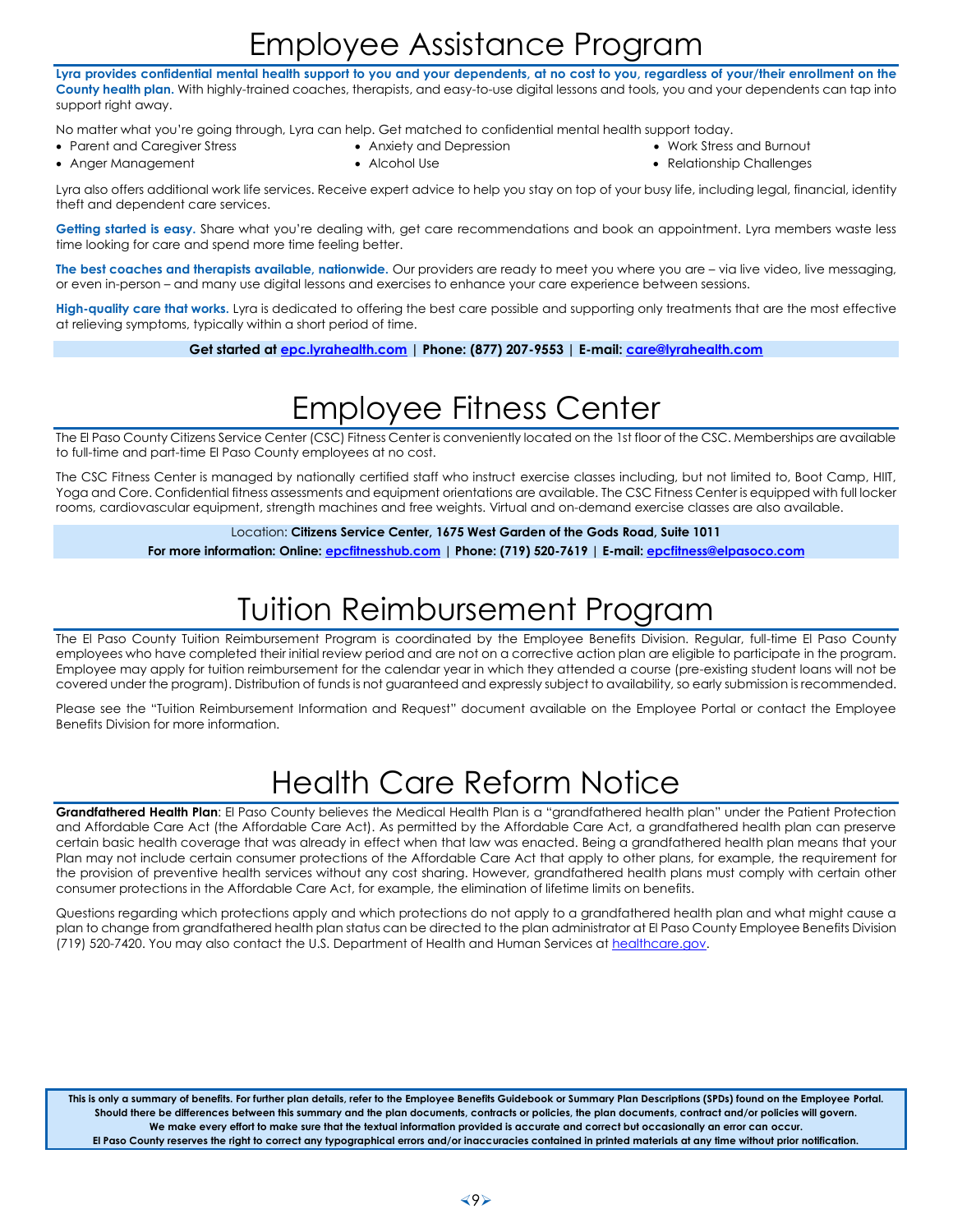# Employee Assistance Program

**Lyra provides confidential mental health support to you and your dependents, at no cost to you, regardless of your/their enrollment on the County health plan.** With highly-trained coaches, therapists, and easy-to-use digital lessons and tools, you and your dependents can tap into support right away.

No matter what you're going through, Lyra can help. Get matched to confidential mental health support today.

- Parent and Caregiver Stress
- Anger Management
- Anxiety and Depression
- Alcohol Use
- Work Stress and Burnout
- Relationship Challenges

Lyra also offers additional work life services. Receive expert advice to help you stay on top of your busy life, including legal, financial, identity theft and dependent care services.

**Getting started is easy.** Share what you're dealing with, get care recommendations and book an appointment. Lyra members waste less time looking for care and spend more time feeling better.

**The best coaches and therapists available, nationwide.** Our providers are ready to meet you where you are – via live video, live messaging, or even in-person – and many use digital lessons and exercises to enhance your care experience between sessions.

**High-quality care that works.** Lyra is dedicated to offering the best care possible and supporting only treatments that are the most effective at relieving symptoms, typically within a short period of time.

**Get started at epc.lyrahealth.com | Phone: (877) 207-9553 | E-mail: care@lyrahealth.com**

# Employee Fitness Center

The El Paso County Citizens Service Center (CSC) Fitness Center is conveniently located on the 1st floor of the CSC. Memberships are available to full-time and part-time El Paso County employees at no cost.

The CSC Fitness Center is managed by nationally certified staff who instruct exercise classes including, but not limited to, Boot Camp, HIIT, Yoga and Core. Confidential fitness assessments and equipment orientations are available. The CSC Fitness Center is equipped with full locker rooms, cardiovascular equipment, strength machines and free weights. Virtual and on-demand exercise classes are also available.

Location: **Citizens Service Center, 1675 West Garden of the Gods Road, Suite 1011**

**For more information: Online: epcfitnesshub.com | Phone: (719) 520-7619 | E-mail: epcfitness@elpasoco.com**

# Tuition Reimbursement Program

The El Paso County Tuition Reimbursement Program is coordinated by the Employee Benefits Division. Regular, full-time El Paso County employees who have completed their initial review period and are not on a corrective action plan are eligible to participate in the program. Employee may apply for tuition reimbursement for the calendar year in which they attended a course (pre-existing student loans will not be covered under the program). Distribution of funds is not guaranteed and expressly subject to availability, so early submission is recommended.

Please see the "Tuition Reimbursement Information and Request" document available on the Employee Portal or contact the Employee Benefits Division for more information.

# Health Care Reform Notice

**Grandfathered Health Plan**: El Paso County believes the Medical Health Plan is a "grandfathered health plan" under the Patient Protection and Affordable Care Act (the Affordable Care Act). As permitted by the Affordable Care Act, a grandfathered health plan can preserve certain basic health coverage that was already in effect when that law was enacted. Being a grandfathered health plan means that your Plan may not include certain consumer protections of the Affordable Care Act that apply to other plans, for example, the requirement for the provision of preventive health services without any cost sharing. However, grandfathered health plans must comply with certain other consumer protections in the Affordable Care Act, for example, the elimination of lifetime limits on benefits.

Questions regarding which protections apply and which protections do not apply to a grandfathered health plan and what might cause a plan to change from grandfathered health plan status can be directed to the plan administrator at El Paso County Employee Benefits Division (719) 520-7420. You may also contact the U.S. Department of Health and Human Services at healthcare.gov.

**This is only a summary of benefits. For further plan details, refer to the Employee Benefits Guidebook or Summary Plan Descriptions (SPDs) found on the Employee Portal. Should there be differences between this summary and the plan documents, contracts or policies, the plan documents, contract and/or policies will govern. We make every effort to make sure that the textual information provided is accurate and correct but occasionally an error can occur. El Paso County reserves the right to correct any typographical errors and/or inaccuracies contained in printed materials at any time without prior notification.**